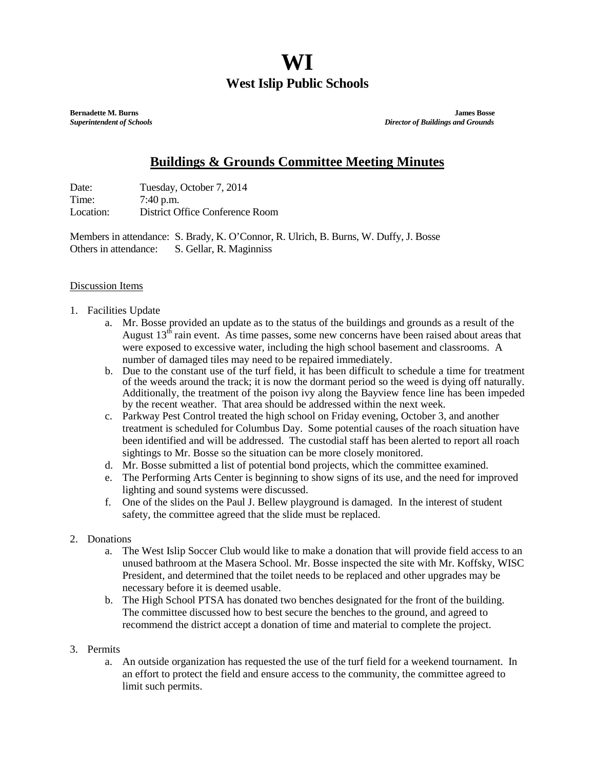# WI

## West Islip Public Schools

**Bernadette M. Burns**
***Superintendent of Schools***

**James Bosse**
***Director of Buildings and Grounds***

## Buildings & Grounds Committee Meeting Minutes

Date: Tuesday, October 7, 2014
Time: 7:40 p.m.
Location: District Office Conference Room

Members in attendance: S. Brady, K. O'Connor, R. Ulrich, B. Burns, W. Duffy, J. Bosse
Others in attendance: S. Gellar, R. Maginniss

Discussion Items

1. Facilities Update
   a. Mr. Bosse provided an update as to the status of the buildings and grounds as a result of the August 13th rain event. As time passes, some new concerns have been raised about areas that were exposed to excessive water, including the high school basement and classrooms. A number of damaged tiles may need to be repaired immediately.
   b. Due to the constant use of the turf field, it has been difficult to schedule a time for treatment of the weeds around the track; it is now the dormant period so the weed is dying off naturally. Additionally, the treatment of the poison ivy along the Bayview fence line has been impeded by the recent weather. That area should be addressed within the next week.
   c. Parkway Pest Control treated the high school on Friday evening, October 3, and another treatment is scheduled for Columbus Day. Some potential causes of the roach situation have been identified and will be addressed. The custodial staff has been alerted to report all roach sightings to Mr. Bosse so the situation can be more closely monitored.
   d. Mr. Bosse submitted a list of potential bond projects, which the committee examined.
   e. The Performing Arts Center is beginning to show signs of its use, and the need for improved lighting and sound systems were discussed.
   f. One of the slides on the Paul J. Bellew playground is damaged. In the interest of student safety, the committee agreed that the slide must be replaced.

2. Donations
   a. The West Islip Soccer Club would like to make a donation that will provide field access to an unused bathroom at the Masera School. Mr. Bosse inspected the site with Mr. Koffsky, WISC President, and determined that the toilet needs to be replaced and other upgrades may be necessary before it is deemed usable.
   b. The High School PTSA has donated two benches designated for the front of the building. The committee discussed how to best secure the benches to the ground, and agreed to recommend the district accept a donation of time and material to complete the project.

3. Permits
   a. An outside organization has requested the use of the turf field for a weekend tournament. In an effort to protect the field and ensure access to the community, the committee agreed to limit such permits.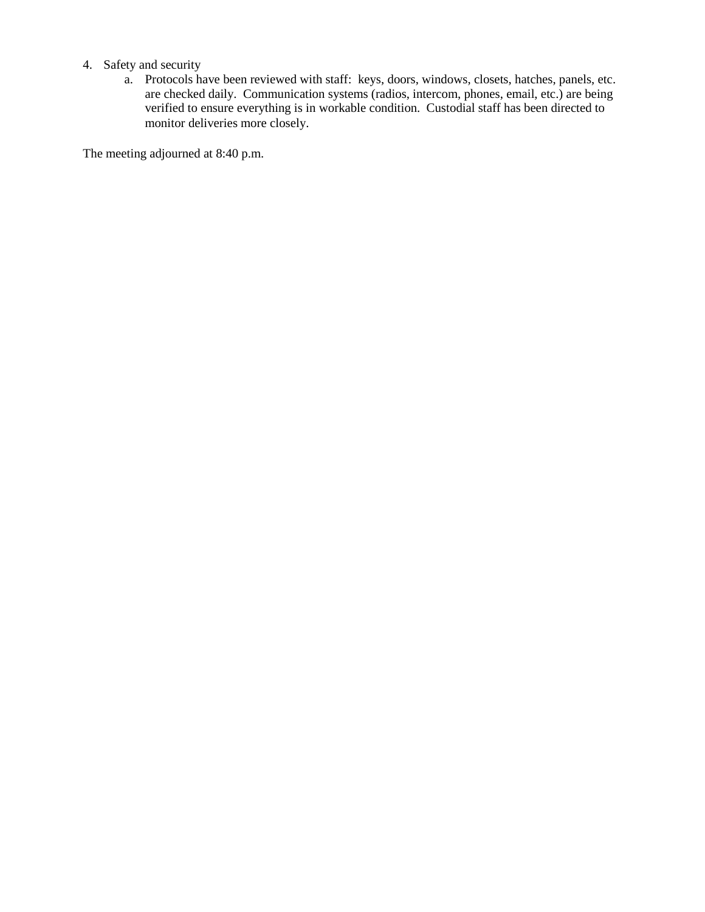4. Safety and security
    a. Protocols have been reviewed with staff: keys, doors, windows, closets, hatches, panels, etc. are checked daily. Communication systems (radios, intercom, phones, email, etc.) are being verified to ensure everything is in workable condition. Custodial staff has been directed to monitor deliveries more closely.

The meeting adjourned at 8:40 p.m.